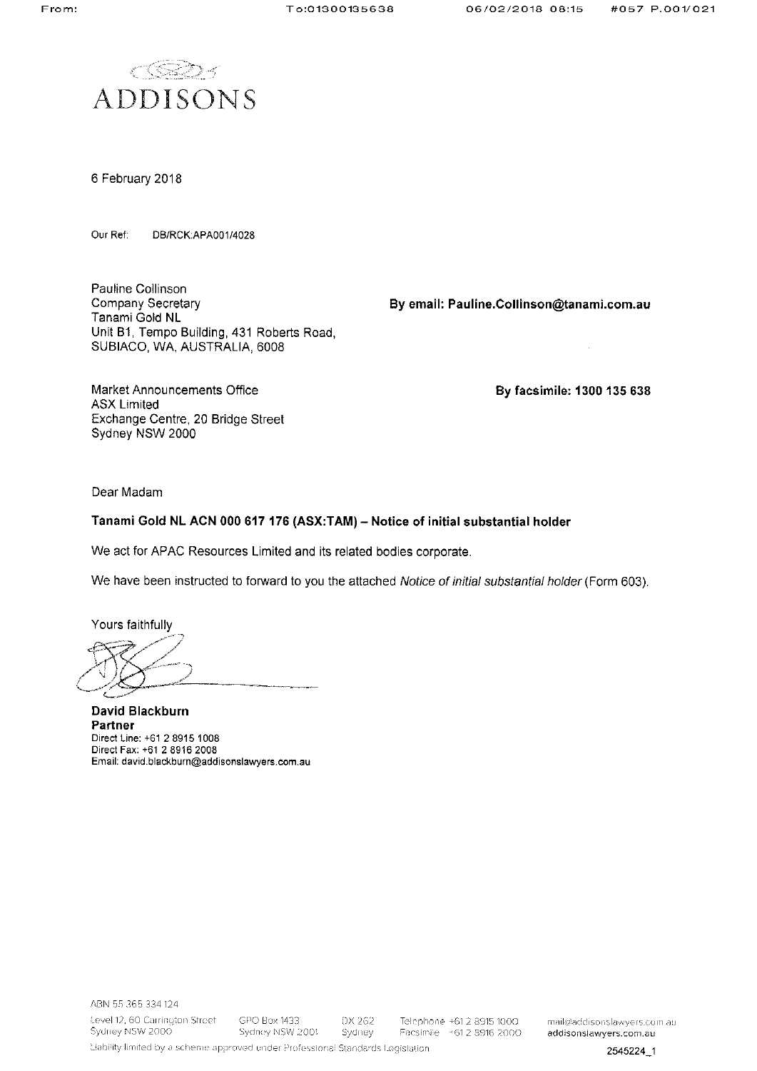ADDISONS

6 February 2018

Our Ref: DB/RCK:APA001/4028

Pauline Collinson
Company Secretary
Tanami Gold NL
Unit B1, Tempo Building, 431 Roberts Road,
SUBIACO, WA, AUSTRALIA, 6008

**By email: Pauline.Collinson@tanami.com.au**

Market Announcements Office
ASX Limited
Exchange Centre, 20 Bridge Street
Sydney NSW 2000

**By facsimile: 1300 135 638**

Dear Madam

**Tanami Gold NL ACN 000 617 176 (ASX:TAM) – Notice of initial substantial holder**

We act for APAC Resources Limited and its related bodies corporate.

We have been instructed to forward to you the attached *Notice of initial substantial holder* (Form 603).

Yours faithfully

**David Blackburn**
**Partner**
Direct Line: +61 2 8915 1008
Direct Fax: +61 2 8916 2008
Email: david.blackburn@addisonslawyers.com.au

ABN 55 365 334 124

Level 12, 60 Carrington Street Sydney NSW 2000 | GPO Box 1433 Sydney NSW 2001 | DX 262 Sydney | Telephone +61 2 8915 1000 Facsimile +61 2 8916 2000 | mail@addisonslawyers.com.au addisonslawyers.com.au

Liability limited by a scheme approved under Professional Standards Legislation

2545224_1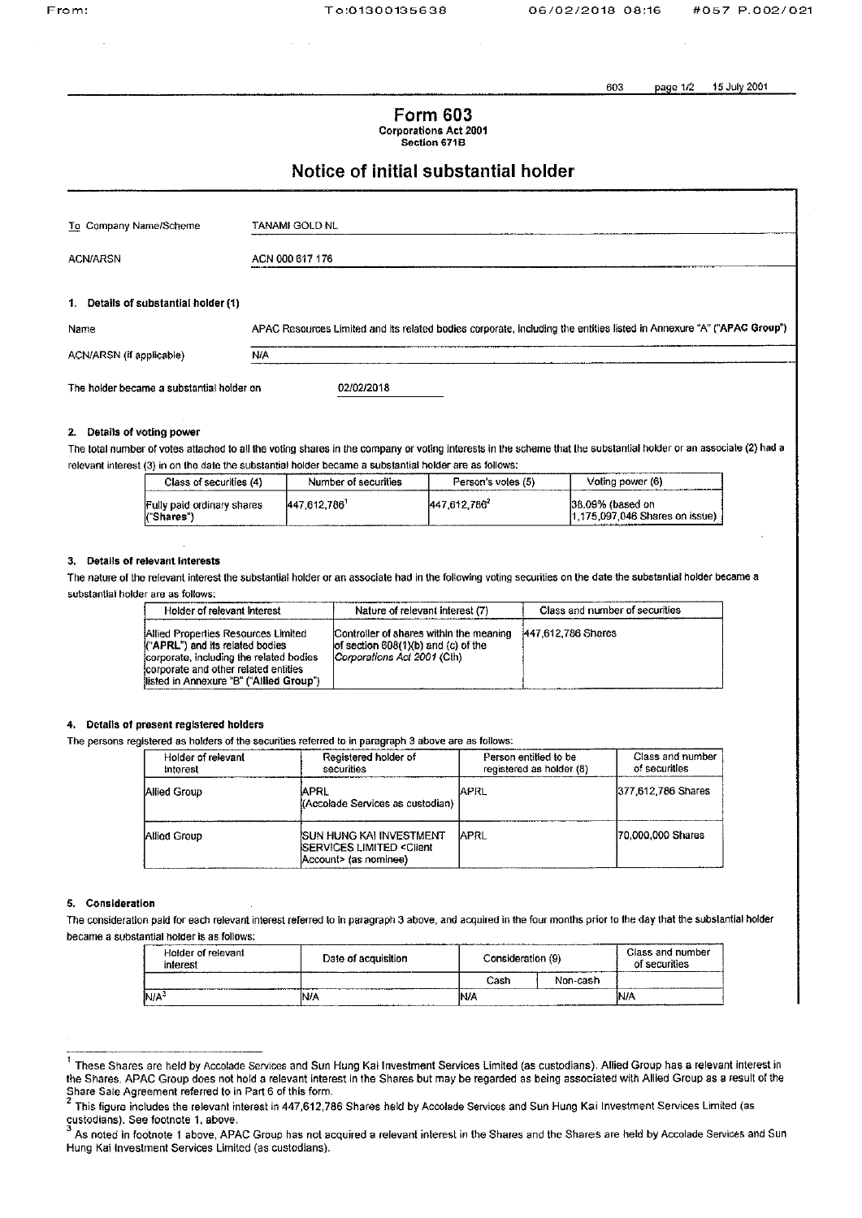# Form 603

**Corporations Act 2001**
**Section 671B**

## Notice of initial substantial holder

| | |
|---|---|
| To Company Name/Scheme | TANAMI GOLD NL |
| ACN/ARSN | ACN 000 617 176 |

### 1. Details of substantial holder (1)

| | |
|---|---|
| Name | APAC Resources Limited and its related bodies corporate, including the entities listed in Annexure "A" ("**APAC Group**") |
| ACN/ARSN (if applicable) | N/A |

The holder became a substantial holder on 02/02/2018

### 2. Details of voting power

The total number of votes attached to all the voting shares in the company or voting interests in the scheme that the substantial holder or an associate (2) had a relevant interest (3) in on the date the substantial holder became a substantial holder are as follows:

| Class of securities (4) | Number of securities | Person's votes (5) | Voting power (6) |
|---|---|---|---|
| Fully paid ordinary shares ("**Shares**") | 447,612,786[1] | 447,612,786[2] | 38.09% (based on 1,175,097,046 Shares on issue) |

### 3. Details of relevant interests

The nature of the relevant interest the substantial holder or an associate had in the following voting securities on the date the substantial holder became a substantial holder are as follows:

| Holder of relevant interest | Nature of relevant interest (7) | Class and number of securities |
|---|---|---|
| Allied Properties Resources Limited ("**APRL**") and its related bodies corporate, including the related bodies corporate and other related entities listed in Annexure "B" ("**Allied Group**") | Controller of shares within the meaning of section 608(1)(b) and (c) of the *Corporations Act 2001* (Cth) | 447,612,786 Shares |

### 4. Details of present registered holders

The persons registered as holders of the securities referred to in paragraph 3 above are as follows:

| Holder of relevant interest | Registered holder of securities | Person entitled to be registered as holder (8) | Class and number of securities |
|---|---|---|---|
| Allied Group | APRL (Accolade Services as custodian) | APRL | 377,612,786 Shares |
| Allied Group | SUN HUNG KAI INVESTMENT SERVICES LIMITED <Client Account> (as nominee) | APRL | 70,000,000 Shares |

### 5. Consideration

The consideration paid for each relevant interest referred to in paragraph 3 above, and acquired in the four months prior to the day that the substantial holder became a substantial holder is as follows:

| Holder of relevant interest | Date of acquisition | Consideration (9) | | Class and number of securities |
|---|---|---|---|---|
| | | Cash | Non-cash | |
| N/A[3] | N/A | N/A | | N/A |

---

[1] These Shares are held by Accolade Services and Sun Hung Kai Investment Services Limited (as custodians). Allied Group has a relevant interest in the Shares. APAC Group does not hold a relevant interest in the Shares but may be regarded as being associated with Allied Group as a result of the Share Sale Agreement referred to in Part 6 of this form.

[2] This figure includes the relevant interest in 447,612,786 Shares held by Accolade Services and Sun Hung Kai Investment Services Limited (as custodians). See footnote 1, above.

[3] As noted in footnote 1 above, APAC Group has not acquired a relevant interest in the Shares and the Shares are held by Accolade Services and Sun Hung Kai Investment Services Limited (as custodians).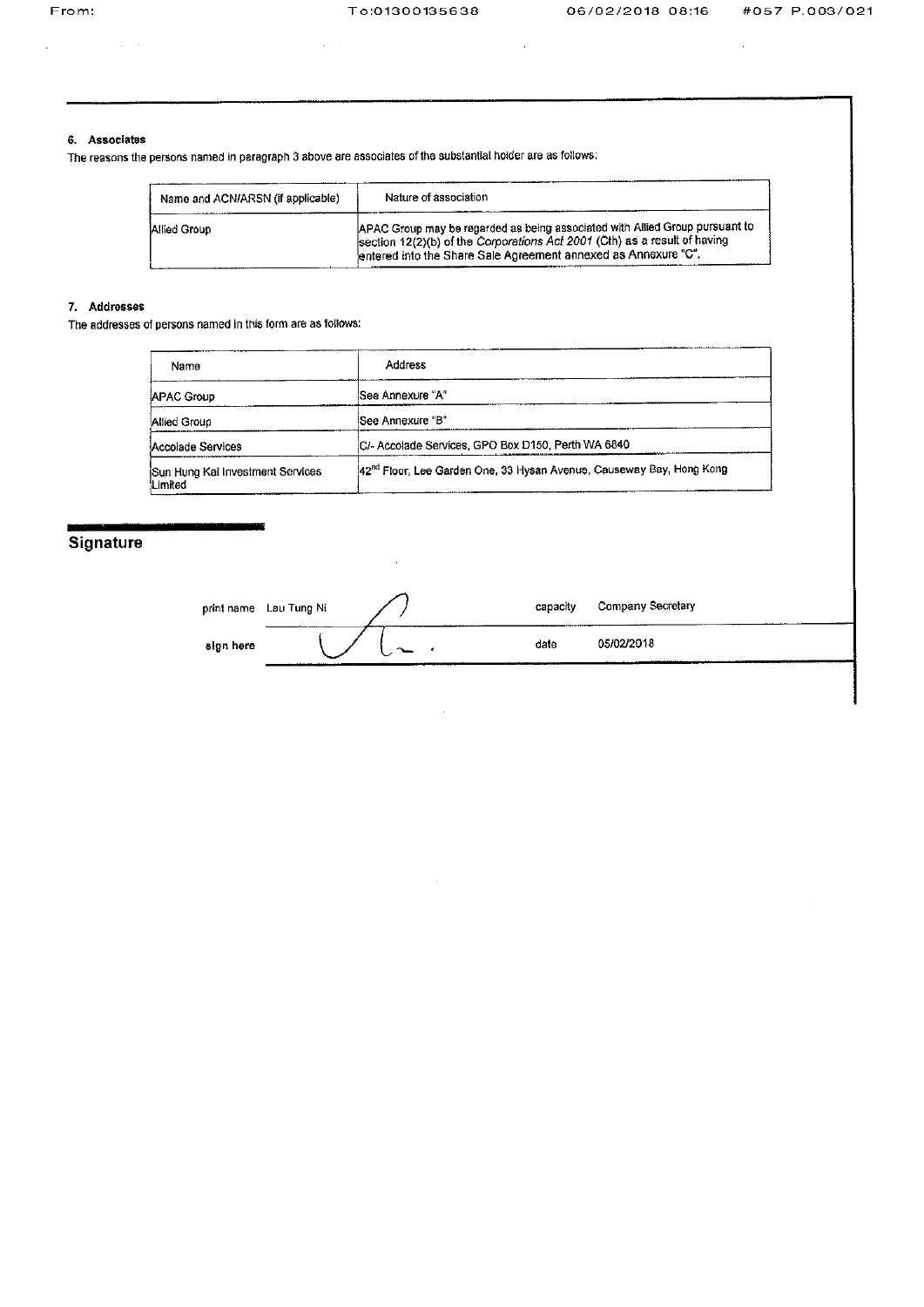### 6. Associates

The reasons the persons named in paragraph 3 above are associates of the substantial holder are as follows:

| Name and ACN/ARSN (if applicable) | Nature of association |
|---|---|
| Allied Group | APAC Group may be regarded as being associated with Allied Group pursuant to section 12(2)(b) of the *Corporations Act 2001* (Cth) as a result of having entered into the Share Sale Agreement annexed as Annexure "C". |

### 7. Addresses

The addresses of persons named in this form are as follows:

| Name | Address |
|---|---|
| APAC Group | See Annexure "A" |
| Allied Group | See Annexure "B" |
| Accolade Services | C/- Accolade Services, GPO Box D150, Perth WA 6840 |
| Sun Hung Kai Investment Services Limited | 42nd Floor, Lee Garden One, 33 Hysan Avenue, Causeway Bay, Hong Kong |

## Signature

| | | | |
|---|---|---|---|
| print name | Lau Tung Ni | capacity | Company Secretary |
| sign here | | date | 05/02/2018 |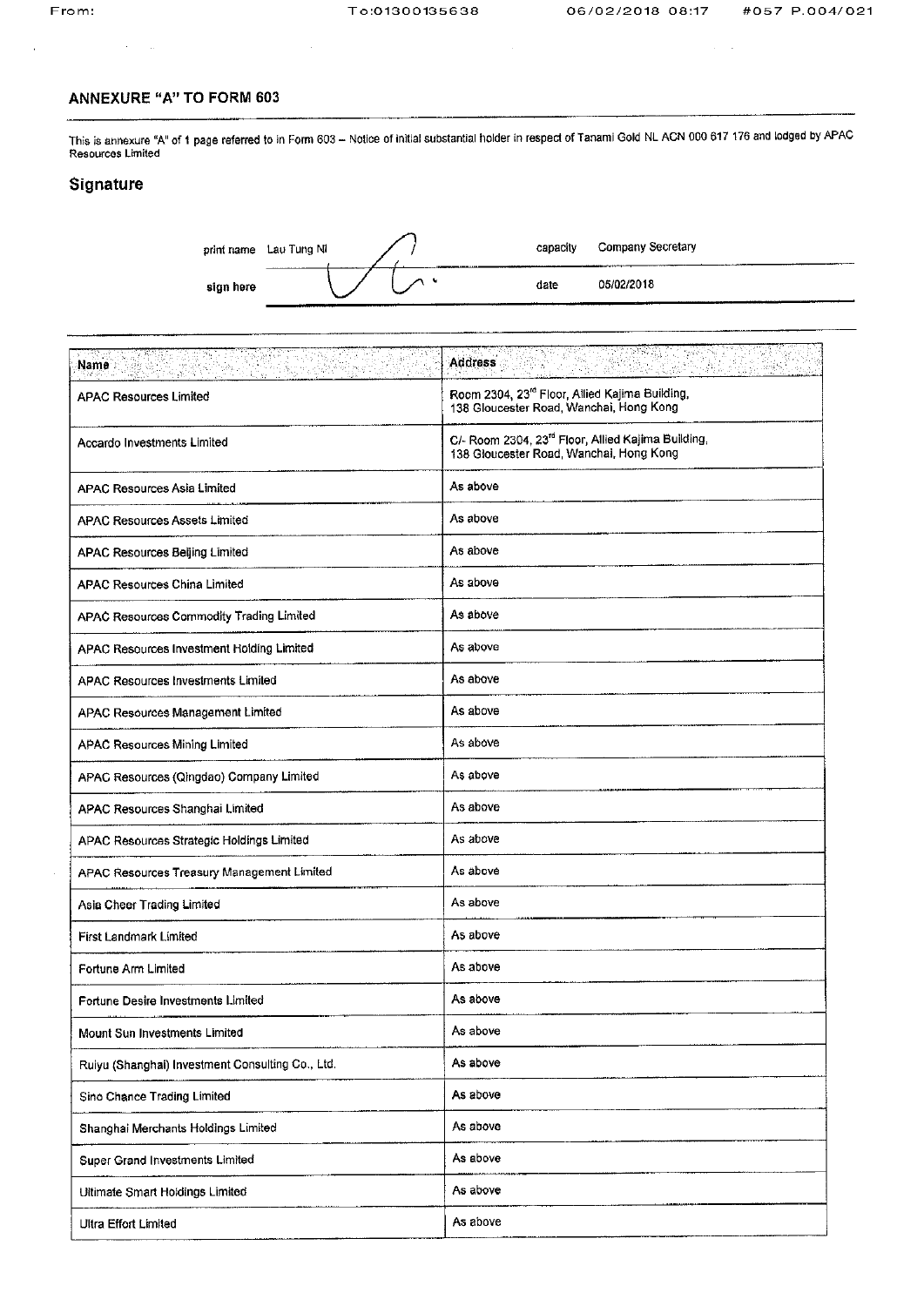## ANNEXURE "A" TO FORM 603

This is annexure "A" of 1 page referred to in Form 603 – Notice of initial substantial holder in respect of Tanami Gold NL ACN 000 617 176 and lodged by APAC Resources Limited

## Signature

| | | | |
|---|---|---|---|
| print name | Lau Tung Ni | capacity | Company Secretary |
| sign here | | date | 05/02/2018 |

| Name | Address |
|---|---|
| APAC Resources Limited | Room 2304, 23rd Floor, Allied Kajima Building, 138 Gloucester Road, Wanchai, Hong Kong |
| Accardo Investments Limited | C/- Room 2304, 23rd Floor, Allied Kajima Building, 138 Gloucester Road, Wanchai, Hong Kong |
| APAC Resources Asia Limited | As above |
| APAC Resources Assets Limited | As above |
| APAC Resources Beijing Limited | As above |
| APAC Resources China Limited | As above |
| APAC Resources Commodity Trading Limited | As above |
| APAC Resources Investment Holding Limited | As above |
| APAC Resources Investments Limited | As above |
| APAC Resources Management Limited | As above |
| APAC Resources Mining Limited | As above |
| APAC Resources (Qingdao) Company Limited | As above |
| APAC Resources Shanghai Limited | As above |
| APAC Resources Strategic Holdings Limited | As above |
| APAC Resources Treasury Management Limited | As above |
| Asia Cheer Trading Limited | As above |
| First Landmark Limited | As above |
| Fortune Arm Limited | As above |
| Fortune Desire Investments Limited | As above |
| Mount Sun Investments Limited | As above |
| Ruiyu (Shanghai) Investment Consulting Co., Ltd. | As above |
| Sino Chance Trading Limited | As above |
| Shanghai Merchants Holdings Limited | As above |
| Super Grand Investments Limited | As above |
| Ultimate Smart Holdings Limited | As above |
| Ultra Effort Limited | As above |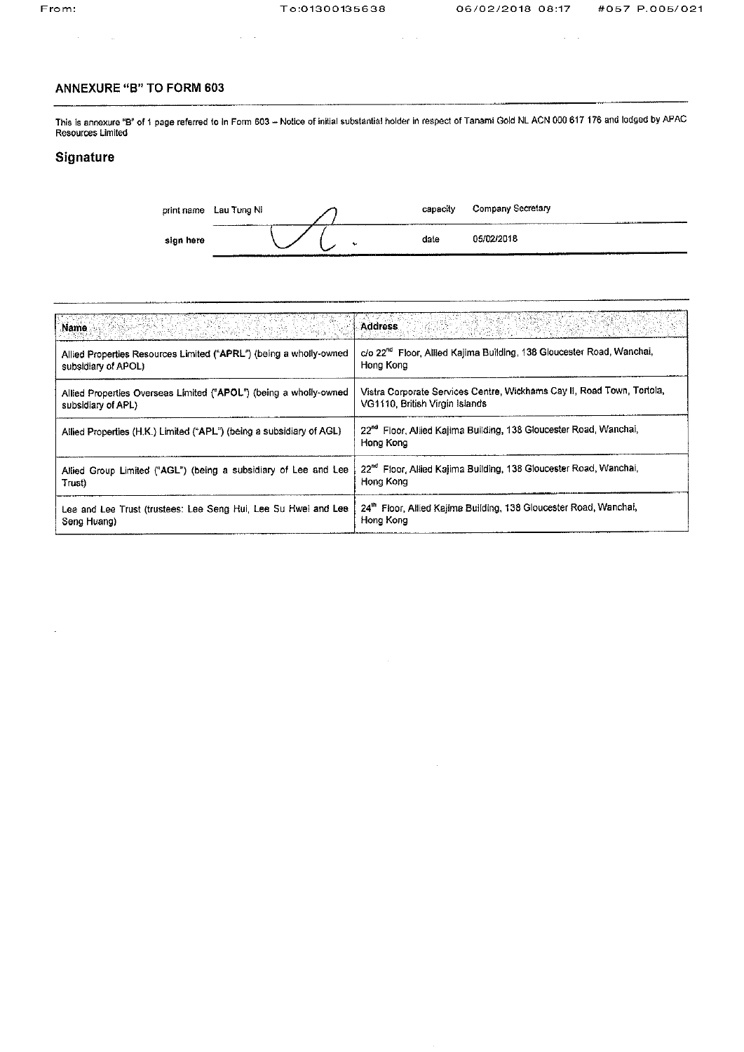## ANNEXURE "B" TO FORM 603

This is annexure "B" of 1 page referred to in Form 603 – Notice of initial substantial holder in respect of Tanami Gold NL ACN 000 617 176 and lodged by APAC Resources Limited

## Signature

| | | | |
|---|---|---|---|
| print name | Lau Tung Ni | capacity | Company Secretary |
| sign here | | date | 05/02/2018 |

| Name | Address |
|---|---|
| Allied Properties Resources Limited ("APRL") (being a wholly-owned subsidiary of APOL) | c/o 22nd Floor, Allied Kajima Building, 138 Gloucester Road, Wanchai, Hong Kong |
| Allied Properties Overseas Limited ("APOL") (being a wholly-owned subsidiary of APL) | Vistra Corporate Services Centre, Wickhams Cay II, Road Town, Tortola, VG1110, British Virgin Islands |
| Allied Properties (H.K.) Limited ("APL") (being a subsidiary of AGL) | 22nd Floor, Allied Kajima Building, 138 Gloucester Road, Wanchai, Hong Kong |
| Allied Group Limited ("AGL") (being a subsidiary of Lee and Lee Trust) | 22nd Floor, Allied Kajima Building, 138 Gloucester Road, Wanchai, Hong Kong |
| Lee and Lee Trust (trustees: Lee Seng Hui, Lee Su Hwei and Lee Seng Huang) | 24th Floor, Allied Kajima Building, 138 Gloucester Road, Wanchai, Hong Kong |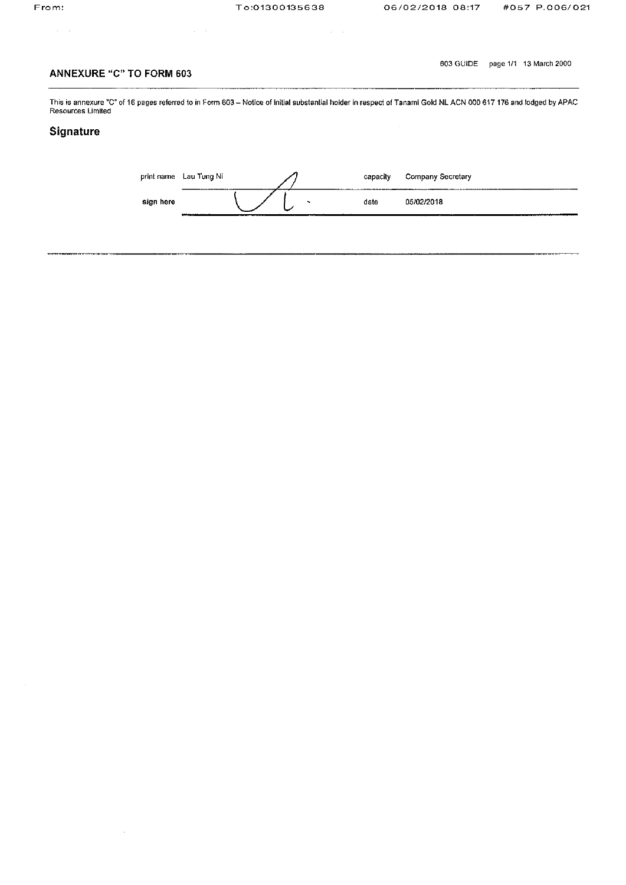603 GUIDE page 1/1 13 March 2000

## ANNEXURE "C" TO FORM 603

This is annexure "C" of 16 pages referred to in Form 603 – Notice of initial substantial holder in respect of Tanami Gold NL ACN 000 617 176 and lodged by APAC Resources Limited

## Signature

| print name | Lau Tung Ni | capacity | Company Secretary |
|---|---|---|---|
| sign here | | date | 05/02/2018 |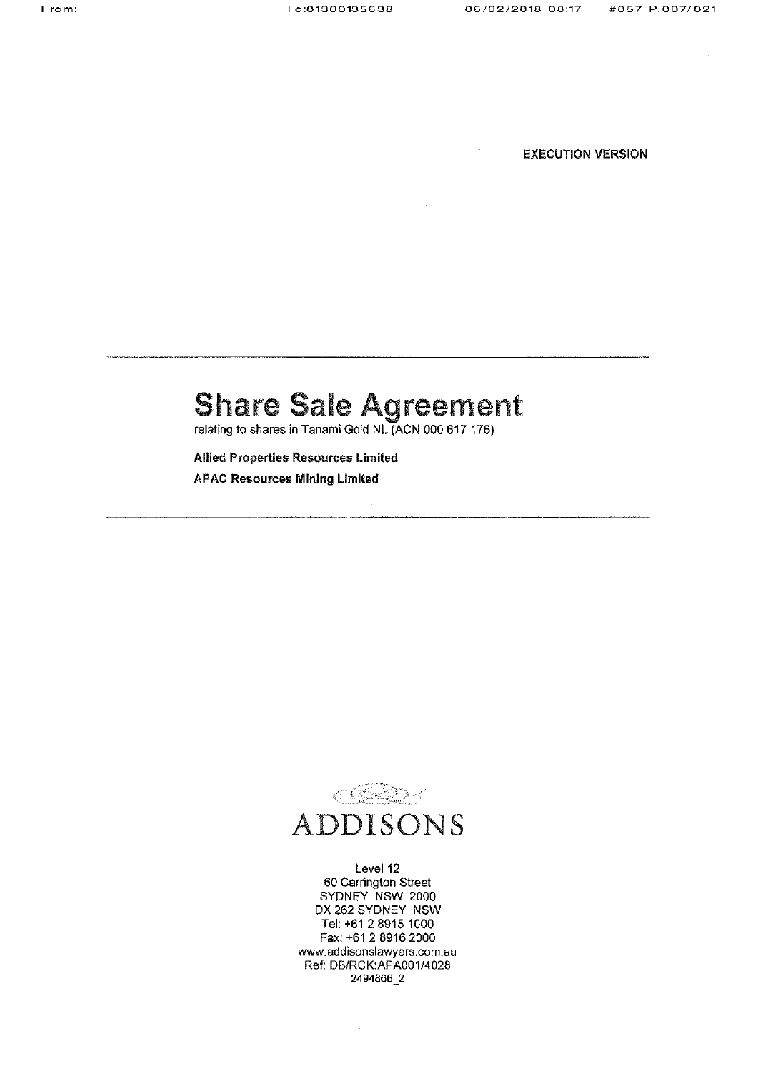EXECUTION VERSION

# Share Sale Agreement

relating to shares in Tanami Gold NL (ACN 000 617 176)

**Allied Properties Resources Limited**

**APAC Resources Mining Limited**

ADDISONS

Level 12
60 Carrington Street
SYDNEY NSW 2000
DX 262 SYDNEY NSW
Tel: +61 2 8915 1000
Fax: +61 2 8916 2000
www.addisonslawyers.com.au
Ref: DB/RCK:APA001/4028
2494866_2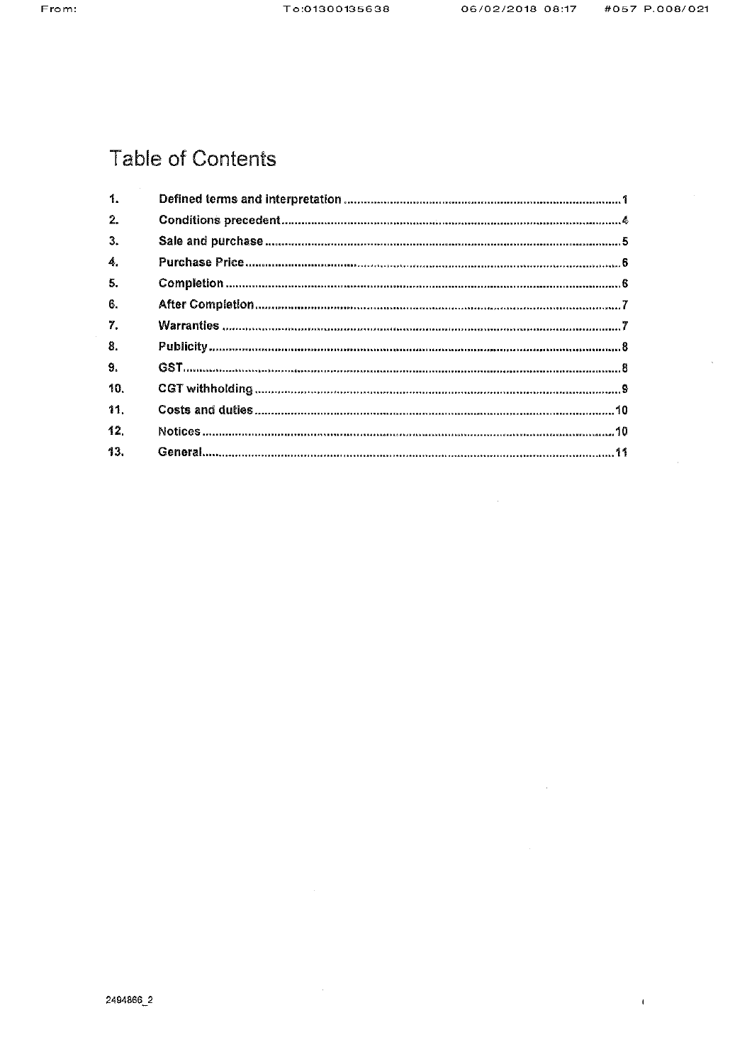# Table of Contents

| | | |
|---|---|---|
| 1. | **Defined terms and interpretation** | 1 |
| 2. | **Conditions precedent** | 4 |
| 3. | **Sale and purchase** | 5 |
| 4. | **Purchase Price** | 6 |
| 5. | **Completion** | 6 |
| 6. | **After Completion** | 7 |
| 7. | **Warranties** | 7 |
| 8. | **Publicity** | 8 |
| 9. | **GST** | 8 |
| 10. | **CGT withholding** | 9 |
| 11. | **Costs and duties** | 10 |
| 12. | **Notices** | 10 |
| 13. | **General** | 11 |

2494866_2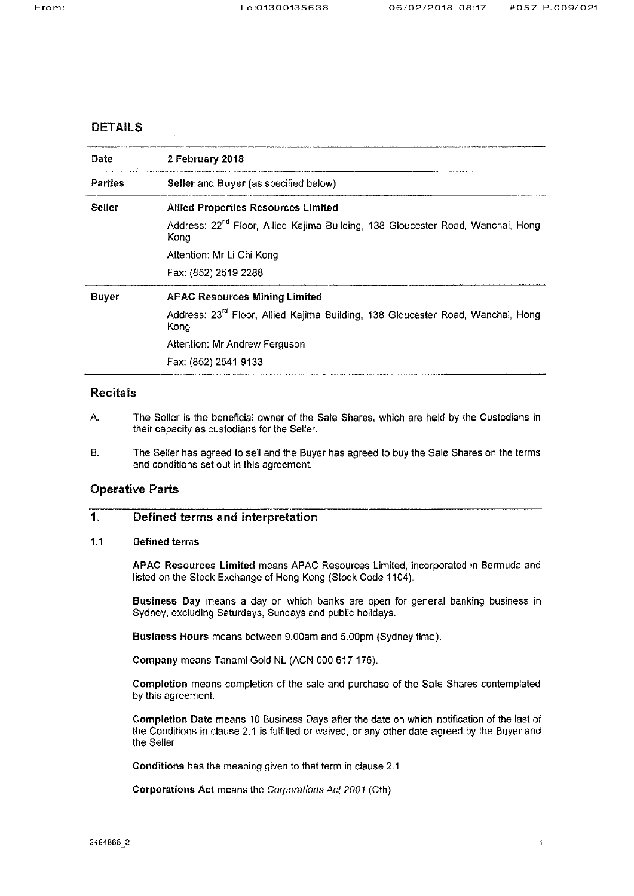## DETAILS

| | |
|---|---|
| **Date** | **2 February 2018** |
| **Parties** | **Seller** and **Buyer** (as specified below) |
| **Seller** | **Allied Properties Resources Limited**<br>Address: 22nd Floor, Allied Kajima Building, 138 Gloucester Road, Wanchai, Hong Kong<br>Attention: Mr Li Chi Kong<br>Fax: (852) 2519 2288 |
| **Buyer** | **APAC Resources Mining Limited**<br>Address: 23rd Floor, Allied Kajima Building, 138 Gloucester Road, Wanchai, Hong Kong<br>Attention: Mr Andrew Ferguson<br>Fax: (852) 2541 9133 |

### Recitals

A. The Seller is the beneficial owner of the Sale Shares, which are held by the Custodians in their capacity as custodians for the Seller.

B. The Seller has agreed to sell and the Buyer has agreed to buy the Sale Shares on the terms and conditions set out in this agreement.

### Operative Parts

## 1. Defined terms and interpretation

### 1.1 Defined terms

**APAC Resources Limited** means APAC Resources Limited, incorporated in Bermuda and listed on the Stock Exchange of Hong Kong (Stock Code 1104).

**Business Day** means a day on which banks are open for general banking business in Sydney, excluding Saturdays, Sundays and public holidays.

**Business Hours** means between 9.00am and 5.00pm (Sydney time).

**Company** means Tanami Gold NL (ACN 000 617 176).

**Completion** means completion of the sale and purchase of the Sale Shares contemplated by this agreement.

**Completion Date** means 10 Business Days after the date on which notification of the last of the Conditions in clause 2.1 is fulfilled or waived, or any other date agreed by the Buyer and the Seller.

**Conditions** has the meaning given to that term in clause 2.1.

**Corporations Act** means the *Corporations Act 2001* (Cth).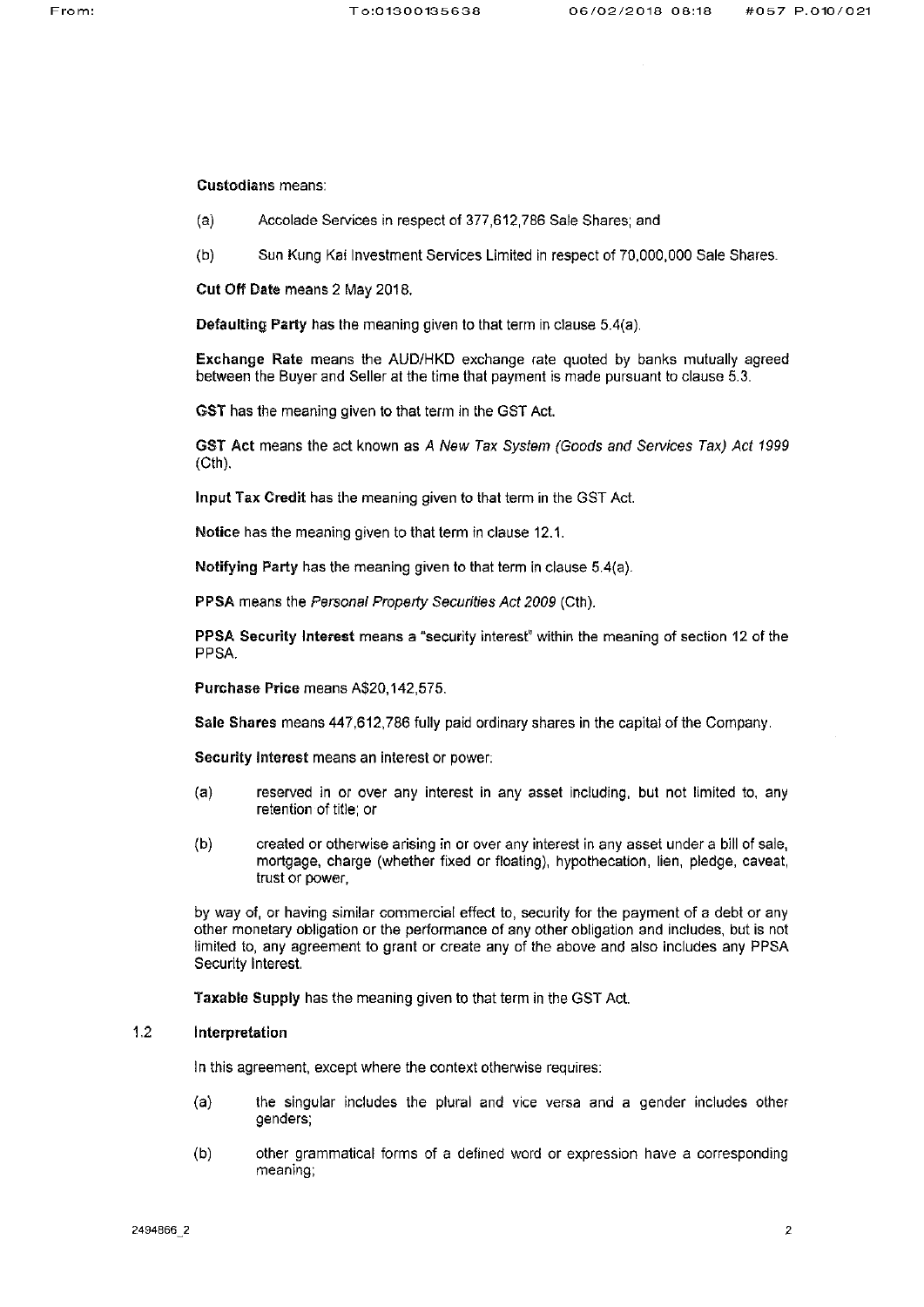**Custodians** means:

(a) Accolade Services in respect of 377,612,786 Sale Shares; and

(b) Sun Kung Kai Investment Services Limited in respect of 70,000,000 Sale Shares.

**Cut Off Date** means 2 May 2018.

**Defaulting Party** has the meaning given to that term in clause 5.4(a).

**Exchange Rate** means the AUD/HKD exchange rate quoted by banks mutually agreed between the Buyer and Seller at the time that payment is made pursuant to clause 5.3.

**GST** has the meaning given to that term in the GST Act.

**GST Act** means the act known as *A New Tax System (Goods and Services Tax) Act 1999* (Cth).

**Input Tax Credit** has the meaning given to that term in the GST Act.

**Notice** has the meaning given to that term in clause 12.1.

**Notifying Party** has the meaning given to that term in clause 5.4(a).

**PPSA** means the *Personal Property Securities Act 2009* (Cth).

**PPSA Security Interest** means a "security interest" within the meaning of section 12 of the PPSA.

**Purchase Price** means A$20,142,575.

**Sale Shares** means 447,612,786 fully paid ordinary shares in the capital of the Company.

**Security Interest** means an interest or power:

(a) reserved in or over any interest in any asset including, but not limited to, any retention of title; or

(b) created or otherwise arising in or over any interest in any asset under a bill of sale, mortgage, charge (whether fixed or floating), hypothecation, lien, pledge, caveat, trust or power,

by way of, or having similar commercial effect to, security for the payment of a debt or any other monetary obligation or the performance of any other obligation and includes, but is not limited to, any agreement to grant or create any of the above and also includes any PPSA Security Interest.

**Taxable Supply** has the meaning given to that term in the GST Act.

### 1.2 Interpretation

In this agreement, except where the context otherwise requires:

(a) the singular includes the plural and vice versa and a gender includes other genders;

(b) other grammatical forms of a defined word or expression have a corresponding meaning;

2494866_2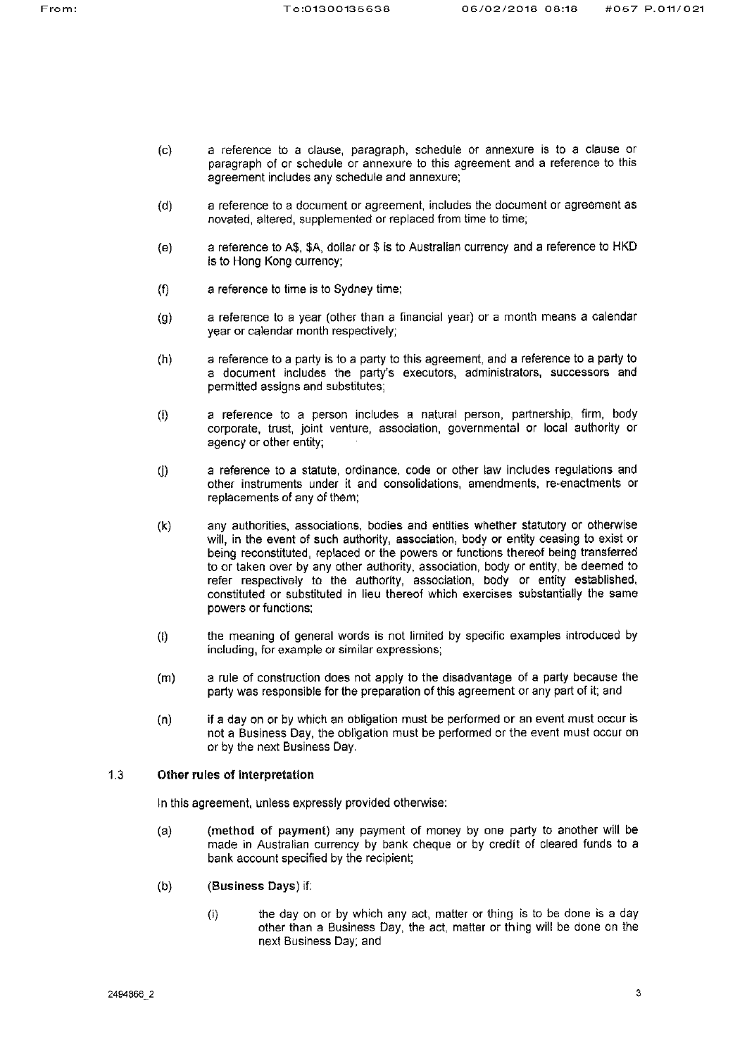(c) a reference to a clause, paragraph, schedule or annexure is to a clause or paragraph of or schedule or annexure to this agreement and a reference to this agreement includes any schedule and annexure;

(d) a reference to a document or agreement, includes the document or agreement as novated, altered, supplemented or replaced from time to time;

(e) a reference to A$, $A, dollar or $ is to Australian currency and a reference to HKD is to Hong Kong currency;

(f) a reference to time is to Sydney time;

(g) a reference to a year (other than a financial year) or a month means a calendar year or calendar month respectively;

(h) a reference to a party is to a party to this agreement, and a reference to a party to a document includes the party's executors, administrators, successors and permitted assigns and substitutes;

(i) a reference to a person includes a natural person, partnership, firm, body corporate, trust, joint venture, association, governmental or local authority or agency or other entity;

(j) a reference to a statute, ordinance, code or other law includes regulations and other instruments under it and consolidations, amendments, re-enactments or replacements of any of them;

(k) any authorities, associations, bodies and entities whether statutory or otherwise will, in the event of such authority, association, body or entity ceasing to exist or being reconstituted, replaced or the powers or functions thereof being transferred to or taken over by any other authority, association, body or entity, be deemed to refer respectively to the authority, association, body or entity established, constituted or substituted in lieu thereof which exercises substantially the same powers or functions;

(l) the meaning of general words is not limited by specific examples introduced by including, for example or similar expressions;

(m) a rule of construction does not apply to the disadvantage of a party because the party was responsible for the preparation of this agreement or any part of it; and

(n) if a day on or by which an obligation must be performed or an event must occur is not a Business Day, the obligation must be performed or the event must occur on or by the next Business Day.

### 1.3 Other rules of interpretation

In this agreement, unless expressly provided otherwise:

(a) **(method of payment)** any payment of money by one party to another will be made in Australian currency by bank cheque or by credit of cleared funds to a bank account specified by the recipient;

(b) **(Business Days)** if:

(i) the day on or by which any act, matter or thing is to be done is a day other than a Business Day, the act, matter or thing will be done on the next Business Day; and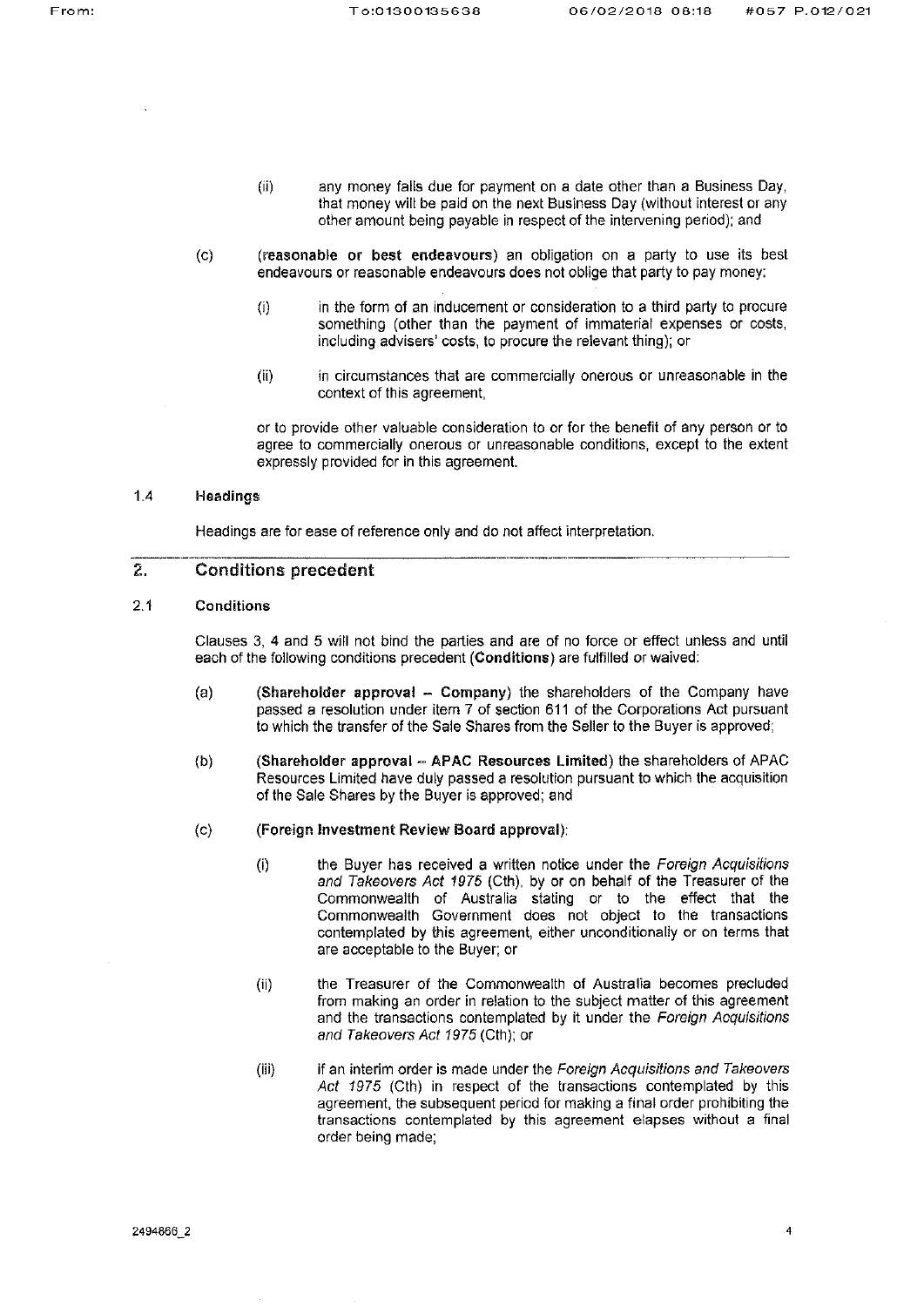(ii) any money falls due for payment on a date other than a Business Day, that money will be paid on the next Business Day (without interest or any other amount being payable in respect of the intervening period); and

(c) **(reasonable or best endeavours)** an obligation on a party to use its best endeavours or reasonable endeavours does not oblige that party to pay money:

(i) in the form of an inducement or consideration to a third party to procure something (other than the payment of immaterial expenses or costs, including advisers' costs, to procure the relevant thing); or

(ii) in circumstances that are commercially onerous or unreasonable in the context of this agreement,

or to provide other valuable consideration to or for the benefit of any person or to agree to commercially onerous or unreasonable conditions, except to the extent expressly provided for in this agreement.

### 1.4 Headings

Headings are for ease of reference only and do not affect interpretation.

## 2. Conditions precedent

### 2.1 Conditions

Clauses 3, 4 and 5 will not bind the parties and are of no force or effect unless and until each of the following conditions precedent (**Conditions**) are fulfilled or waived:

(a) **(Shareholder approval – Company)** the shareholders of the Company have passed a resolution under item 7 of section 611 of the Corporations Act pursuant to which the transfer of the Sale Shares from the Seller to the Buyer is approved;

(b) **(Shareholder approval – APAC Resources Limited)** the shareholders of APAC Resources Limited have duly passed a resolution pursuant to which the acquisition of the Sale Shares by the Buyer is approved; and

(c) **(Foreign Investment Review Board approval)**:

(i) the Buyer has received a written notice under the *Foreign Acquisitions and Takeovers Act 1975* (Cth), by or on behalf of the Treasurer of the Commonwealth of Australia stating or to the effect that the Commonwealth Government does not object to the transactions contemplated by this agreement, either unconditionally or on terms that are acceptable to the Buyer; or

(ii) the Treasurer of the Commonwealth of Australia becomes precluded from making an order in relation to the subject matter of this agreement and the transactions contemplated by it under the *Foreign Acquisitions and Takeovers Act 1975* (Cth); or

(iii) if an interim order is made under the *Foreign Acquisitions and Takeovers Act 1975* (Cth) in respect of the transactions contemplated by this agreement, the subsequent period for making a final order prohibiting the transactions contemplated by this agreement elapses without a final order being made;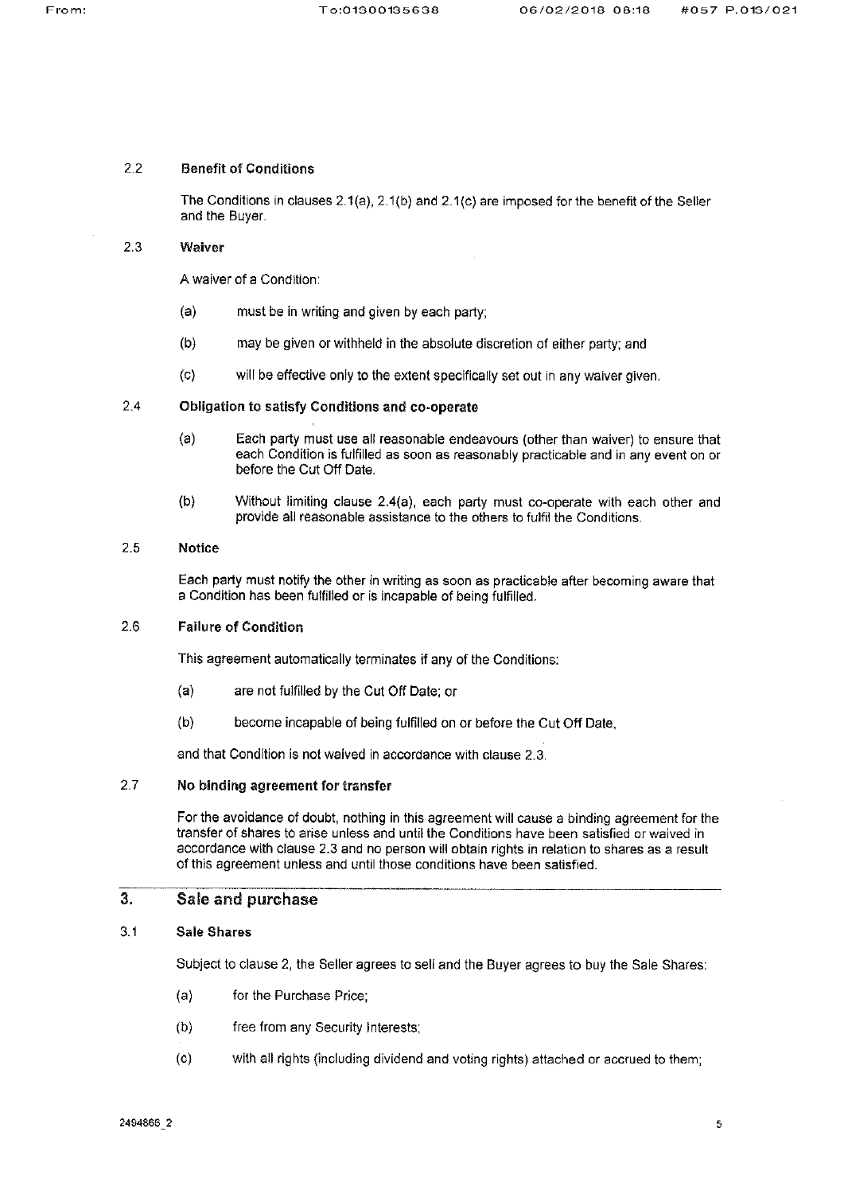### 2.2 Benefit of Conditions

The Conditions in clauses 2.1(a), 2.1(b) and 2.1(c) are imposed for the benefit of the Seller and the Buyer.

### 2.3 Waiver

A waiver of a Condition:

(a) must be in writing and given by each party;

(b) may be given or withheld in the absolute discretion of either party; and

(c) will be effective only to the extent specifically set out in any waiver given.

### 2.4 Obligation to satisfy Conditions and co-operate

(a) Each party must use all reasonable endeavours (other than waiver) to ensure that each Condition is fulfilled as soon as reasonably practicable and in any event on or before the Cut Off Date.

(b) Without limiting clause 2.4(a), each party must co-operate with each other and provide all reasonable assistance to the others to fulfil the Conditions.

### 2.5 Notice

Each party must notify the other in writing as soon as practicable after becoming aware that a Condition has been fulfilled or is incapable of being fulfilled.

### 2.6 Failure of Condition

This agreement automatically terminates if any of the Conditions:

(a) are not fulfilled by the Cut Off Date; or

(b) become incapable of being fulfilled on or before the Cut Off Date,

and that Condition is not waived in accordance with clause 2.3.

### 2.7 No binding agreement for transfer

For the avoidance of doubt, nothing in this agreement will cause a binding agreement for the transfer of shares to arise unless and until the Conditions have been satisfied or waived in accordance with clause 2.3 and no person will obtain rights in relation to shares as a result of this agreement unless and until those conditions have been satisfied.

## 3. Sale and purchase

### 3.1 Sale Shares

Subject to clause 2, the Seller agrees to sell and the Buyer agrees to buy the Sale Shares:

(a) for the Purchase Price;

(b) free from any Security Interests;

(c) with all rights (including dividend and voting rights) attached or accrued to them;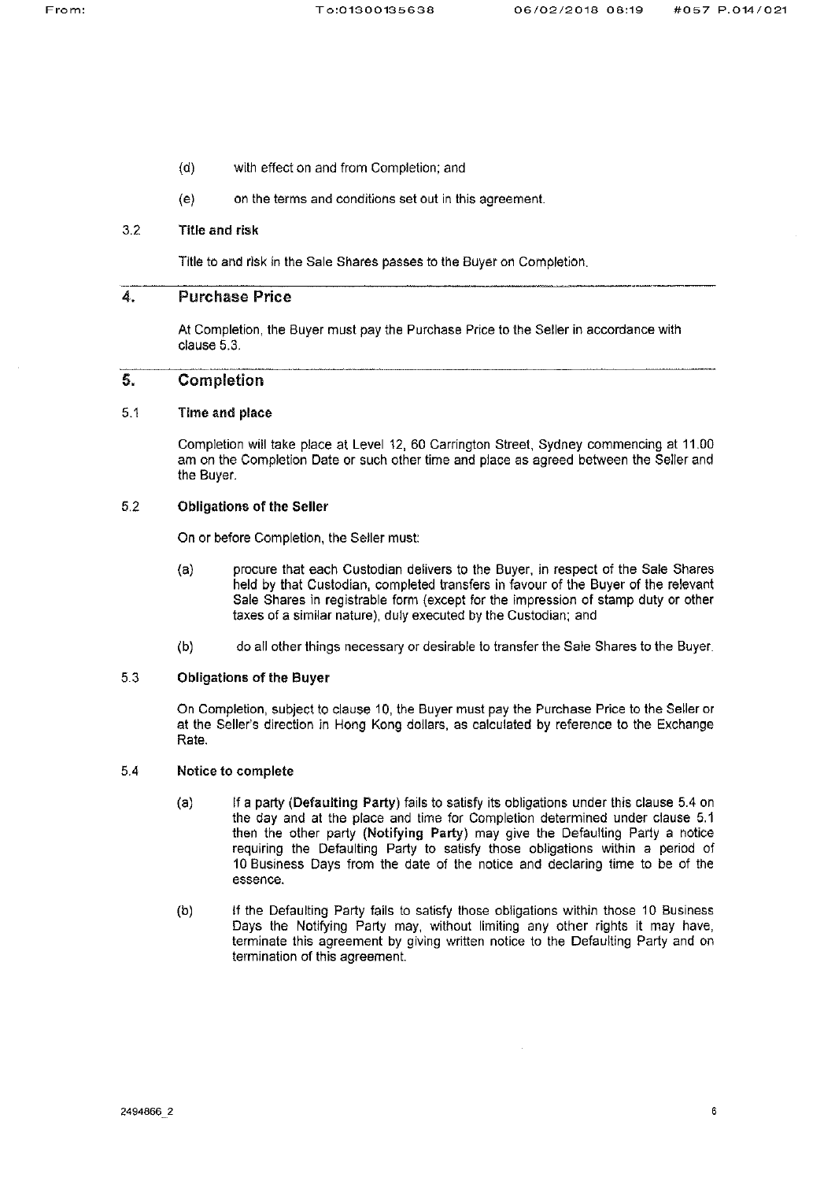(d) with effect on and from Completion; and

(e) on the terms and conditions set out in this agreement.

### 3.2 Title and risk

Title to and risk in the Sale Shares passes to the Buyer on Completion.

## 4. Purchase Price

At Completion, the Buyer must pay the Purchase Price to the Seller in accordance with clause 5.3.

## 5. Completion

### 5.1 Time and place

Completion will take place at Level 12, 60 Carrington Street, Sydney commencing at 11.00 am on the Completion Date or such other time and place as agreed between the Seller and the Buyer.

### 5.2 Obligations of the Seller

On or before Completion, the Seller must:

(a) procure that each Custodian delivers to the Buyer, in respect of the Sale Shares held by that Custodian, completed transfers in favour of the Buyer of the relevant Sale Shares in registrable form (except for the impression of stamp duty or other taxes of a similar nature), duly executed by the Custodian; and

(b) do all other things necessary or desirable to transfer the Sale Shares to the Buyer.

### 5.3 Obligations of the Buyer

On Completion, subject to clause 10, the Buyer must pay the Purchase Price to the Seller or at the Seller's direction in Hong Kong dollars, as calculated by reference to the Exchange Rate.

### 5.4 Notice to complete

(a) If a party (**Defaulting Party**) fails to satisfy its obligations under this clause 5.4 on the day and at the place and time for Completion determined under clause 5.1 then the other party (**Notifying Party**) may give the Defaulting Party a notice requiring the Defaulting Party to satisfy those obligations within a period of 10 Business Days from the date of the notice and declaring time to be of the essence.

(b) If the Defaulting Party fails to satisfy those obligations within those 10 Business Days the Notifying Party may, without limiting any other rights it may have, terminate this agreement by giving written notice to the Defaulting Party and on termination of this agreement.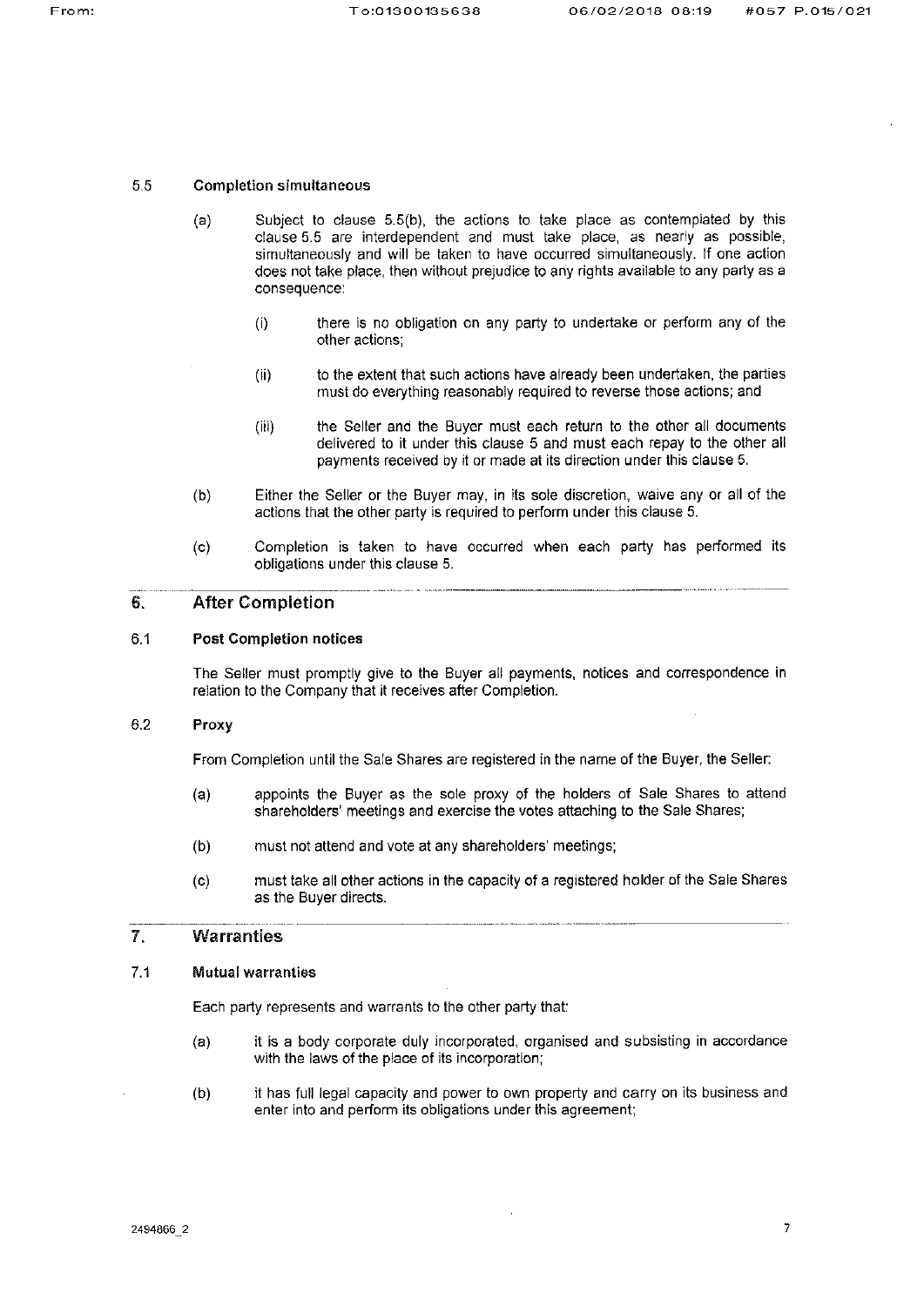### 5.5 Completion simultaneous

(a) Subject to clause 5.5(b), the actions to take place as contemplated by this clause 5.5 are interdependent and must take place, as nearly as possible, simultaneously and will be taken to have occurred simultaneously. If one action does not take place, then without prejudice to any rights available to any party as a consequence:

(i) there is no obligation on any party to undertake or perform any of the other actions;

(ii) to the extent that such actions have already been undertaken, the parties must do everything reasonably required to reverse those actions; and

(iii) the Seller and the Buyer must each return to the other all documents delivered to it under this clause 5 and must each repay to the other all payments received by it or made at its direction under this clause 5.

(b) Either the Seller or the Buyer may, in its sole discretion, waive any or all of the actions that the other party is required to perform under this clause 5.

(c) Completion is taken to have occurred when each party has performed its obligations under this clause 5.

## 6. After Completion

### 6.1 Post Completion notices

The Seller must promptly give to the Buyer all payments, notices and correspondence in relation to the Company that it receives after Completion.

### 6.2 Proxy

From Completion until the Sale Shares are registered in the name of the Buyer, the Seller:

(a) appoints the Buyer as the sole proxy of the holders of Sale Shares to attend shareholders' meetings and exercise the votes attaching to the Sale Shares;

(b) must not attend and vote at any shareholders' meetings;

(c) must take all other actions in the capacity of a registered holder of the Sale Shares as the Buyer directs.

## 7. Warranties

### 7.1 Mutual warranties

Each party represents and warrants to the other party that:

(a) it is a body corporate duly incorporated, organised and subsisting in accordance with the laws of the place of its incorporation;

(b) it has full legal capacity and power to own property and carry on its business and enter into and perform its obligations under this agreement;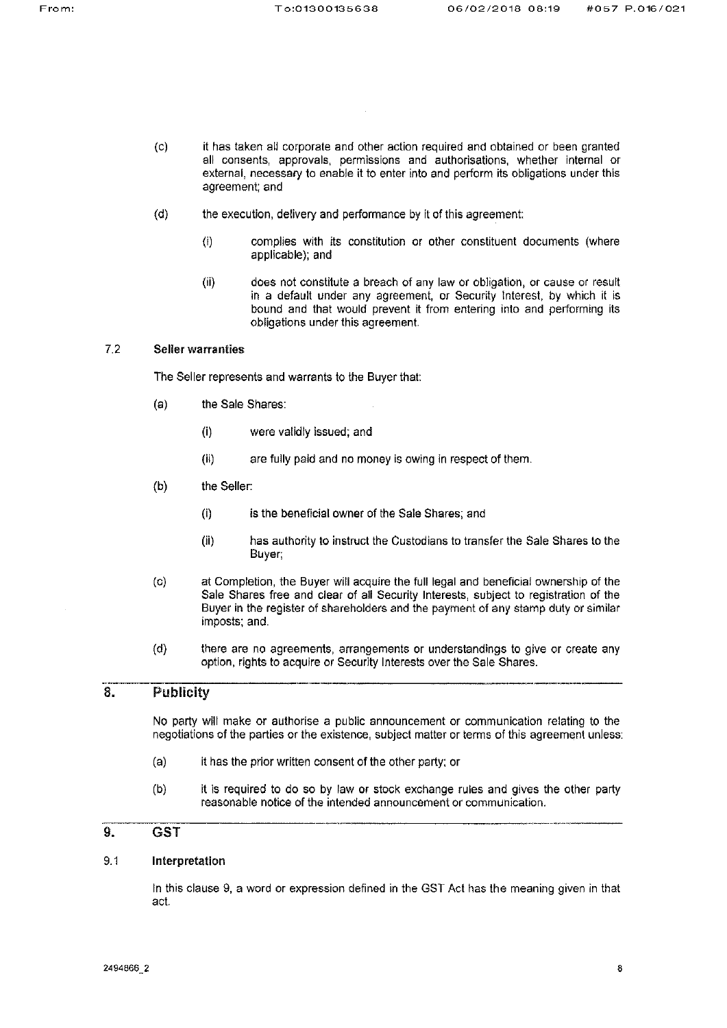(c) it has taken all corporate and other action required and obtained or been granted all consents, approvals, permissions and authorisations, whether internal or external, necessary to enable it to enter into and perform its obligations under this agreement; and

(d) the execution, delivery and performance by it of this agreement:

  (i) complies with its constitution or other constituent documents (where applicable); and

  (ii) does not constitute a breach of any law or obligation, or cause or result in a default under any agreement, or Security Interest, by which it is bound and that would prevent it from entering into and performing its obligations under this agreement.

### 7.2 Seller warranties

The Seller represents and warrants to the Buyer that:

(a) the Sale Shares:

  (i) were validly issued; and

  (ii) are fully paid and no money is owing in respect of them.

(b) the Seller:

  (i) is the beneficial owner of the Sale Shares; and

  (ii) has authority to instruct the Custodians to transfer the Sale Shares to the Buyer;

(c) at Completion, the Buyer will acquire the full legal and beneficial ownership of the Sale Shares free and clear of all Security Interests, subject to registration of the Buyer in the register of shareholders and the payment of any stamp duty or similar imposts; and.

(d) there are no agreements, arrangements or understandings to give or create any option, rights to acquire or Security Interests over the Sale Shares.

## 8. Publicity

No party will make or authorise a public announcement or communication relating to the negotiations of the parties or the existence, subject matter or terms of this agreement unless:

(a) it has the prior written consent of the other party; or

(b) it is required to do so by law or stock exchange rules and gives the other party reasonable notice of the intended announcement or communication.

## 9. GST

### 9.1 Interpretation

In this clause 9, a word or expression defined in the GST Act has the meaning given in that act.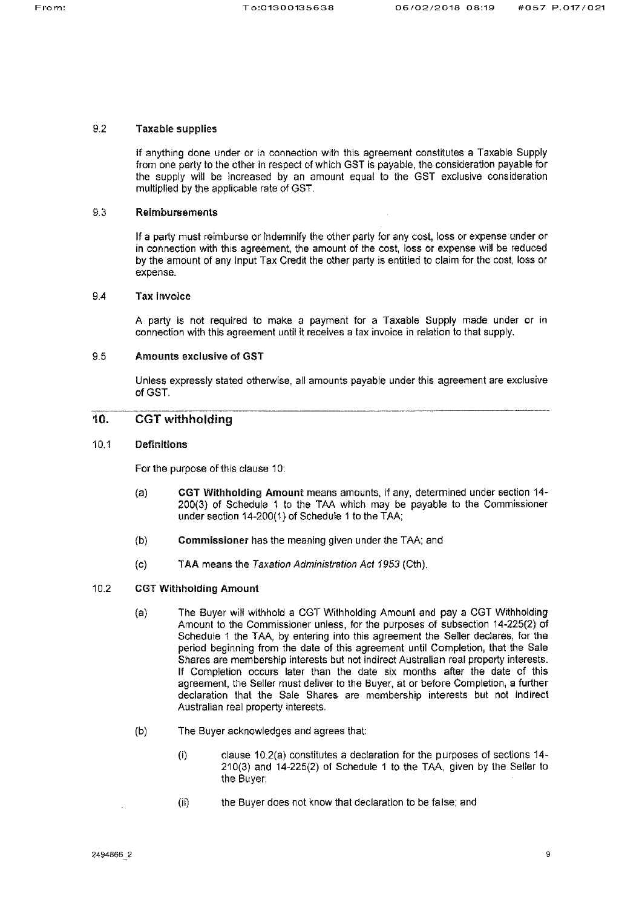### 9.2 Taxable supplies

If anything done under or in connection with this agreement constitutes a Taxable Supply from one party to the other in respect of which GST is payable, the consideration payable for the supply will be increased by an amount equal to the GST exclusive consideration multiplied by the applicable rate of GST.

### 9.3 Reimbursements

If a party must reimburse or indemnify the other party for any cost, loss or expense under or in connection with this agreement, the amount of the cost, loss or expense will be reduced by the amount of any Input Tax Credit the other party is entitled to claim for the cost, loss or expense.

### 9.4 Tax invoice

A party is not required to make a payment for a Taxable Supply made under or in connection with this agreement until it receives a tax invoice in relation to that supply.

### 9.5 Amounts exclusive of GST

Unless expressly stated otherwise, all amounts payable under this agreement are exclusive of GST.

## 10. CGT withholding

### 10.1 Definitions

For the purpose of this clause 10:

(a) **CGT Withholding Amount** means amounts, if any, determined under section 14-200(3) of Schedule 1 to the TAA which may be payable to the Commissioner under section 14-200(1) of Schedule 1 to the TAA;

(b) **Commissioner** has the meaning given under the TAA; and

(c) **TAA** means the *Taxation Administration Act 1953* (Cth).

### 10.2 CGT Withholding Amount

(a) The Buyer will withhold a CGT Withholding Amount and pay a CGT Withholding Amount to the Commissioner unless, for the purposes of subsection 14-225(2) of Schedule 1 the TAA, by entering into this agreement the Seller declares, for the period beginning from the date of this agreement until Completion, that the Sale Shares are membership interests but not indirect Australian real property interests. If Completion occurs later than the date six months after the date of this agreement, the Seller must deliver to the Buyer, at or before Completion, a further declaration that the Sale Shares are membership interests but not indirect Australian real property interests.

(b) The Buyer acknowledges and agrees that:

(i) clause 10.2(a) constitutes a declaration for the purposes of sections 14-210(3) and 14-225(2) of Schedule 1 to the TAA, given by the Seller to the Buyer;

(ii) the Buyer does not know that declaration to be false; and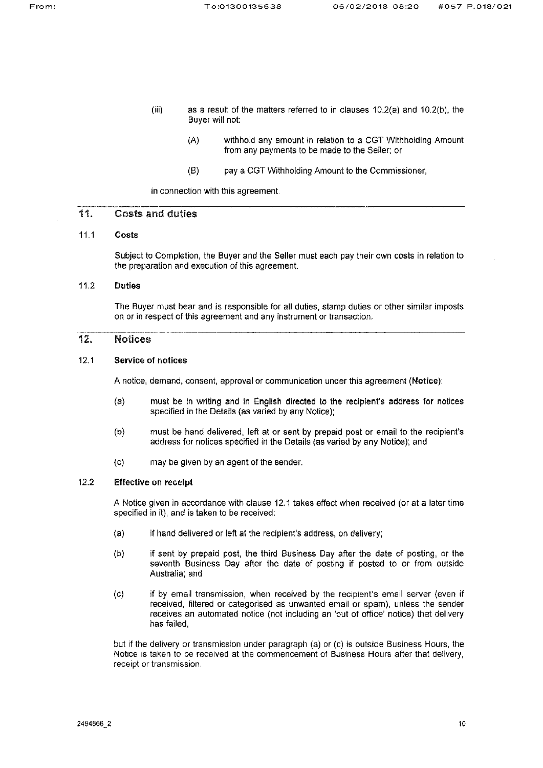(iii) as a result of the matters referred to in clauses 10.2(a) and 10.2(b), the Buyer will not:

(A) withhold any amount in relation to a CGT Withholding Amount from any payments to be made to the Seller; or

(B) pay a CGT Withholding Amount to the Commissioner,

in connection with this agreement.

## 11. Costs and duties

### 11.1 Costs

Subject to Completion, the Buyer and the Seller must each pay their own costs in relation to the preparation and execution of this agreement.

### 11.2 Duties

The Buyer must bear and is responsible for all duties, stamp duties or other similar imposts on or in respect of this agreement and any instrument or transaction.

## 12. Notices

### 12.1 Service of notices

A notice, demand, consent, approval or communication under this agreement (**Notice**):

(a) must be in writing and in English directed to the recipient's address for notices specified in the Details (as varied by any Notice);

(b) must be hand delivered, left at or sent by prepaid post or email to the recipient's address for notices specified in the Details (as varied by any Notice); and

(c) may be given by an agent of the sender.

### 12.2 Effective on receipt

A Notice given in accordance with clause 12.1 takes effect when received (or at a later time specified in it), and is taken to be received:

(a) if hand delivered or left at the recipient's address, on delivery;

(b) if sent by prepaid post, the third Business Day after the date of posting, or the seventh Business Day after the date of posting if posted to or from outside Australia; and

(c) if by email transmission, when received by the recipient's email server (even if received, filtered or categorised as unwanted email or spam), unless the sender receives an automated notice (not including an 'out of office' notice) that delivery has failed,

but if the delivery or transmission under paragraph (a) or (c) is outside Business Hours, the Notice is taken to be received at the commencement of Business Hours after that delivery, receipt or transmission.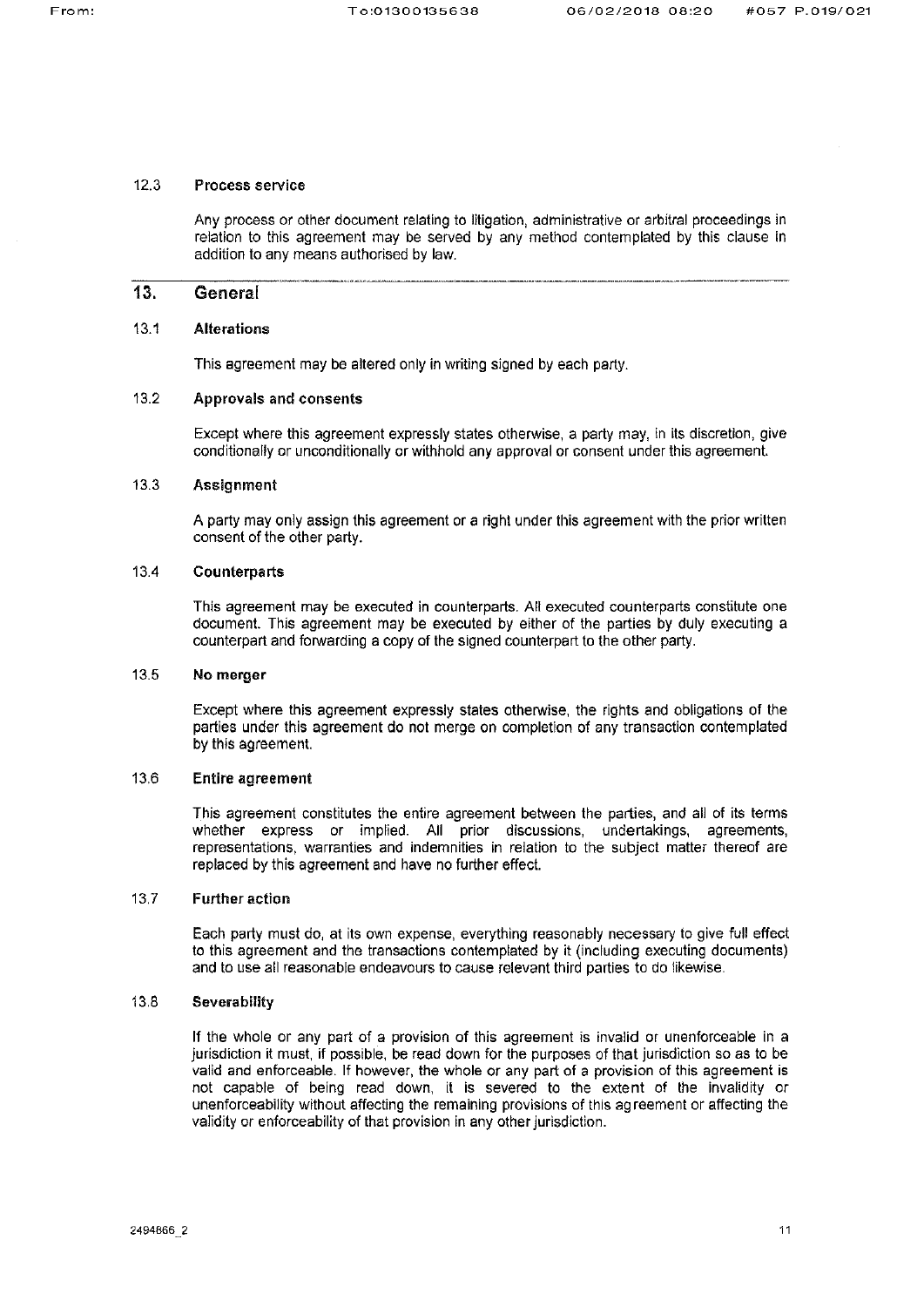### 12.3 Process service

Any process or other document relating to litigation, administrative or arbitral proceedings in relation to this agreement may be served by any method contemplated by this clause in addition to any means authorised by law.

## 13. General

### 13.1 Alterations

This agreement may be altered only in writing signed by each party.

### 13.2 Approvals and consents

Except where this agreement expressly states otherwise, a party may, in its discretion, give conditionally or unconditionally or withhold any approval or consent under this agreement.

### 13.3 Assignment

A party may only assign this agreement or a right under this agreement with the prior written consent of the other party.

### 13.4 Counterparts

This agreement may be executed in counterparts. All executed counterparts constitute one document. This agreement may be executed by either of the parties by duly executing a counterpart and forwarding a copy of the signed counterpart to the other party.

### 13.5 No merger

Except where this agreement expressly states otherwise, the rights and obligations of the parties under this agreement do not merge on completion of any transaction contemplated by this agreement.

### 13.6 Entire agreement

This agreement constitutes the entire agreement between the parties, and all of its terms whether express or implied. All prior discussions, undertakings, agreements, representations, warranties and indemnities in relation to the subject matter thereof are replaced by this agreement and have no further effect.

### 13.7 Further action

Each party must do, at its own expense, everything reasonably necessary to give full effect to this agreement and the transactions contemplated by it (including executing documents) and to use all reasonable endeavours to cause relevant third parties to do likewise.

### 13.8 Severability

If the whole or any part of a provision of this agreement is invalid or unenforceable in a jurisdiction it must, if possible, be read down for the purposes of that jurisdiction so as to be valid and enforceable. If however, the whole or any part of a provision of this agreement is not capable of being read down, it is severed to the extent of the invalidity or unenforceability without affecting the remaining provisions of this agreement or affecting the validity or enforceability of that provision in any other jurisdiction.

2494866_2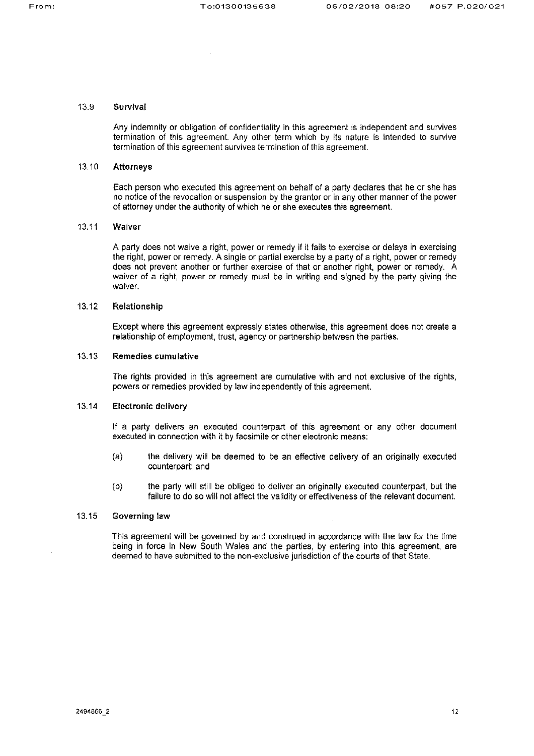### 13.9 Survival

Any indemnity or obligation of confidentiality in this agreement is independent and survives termination of this agreement. Any other term which by its nature is intended to survive termination of this agreement survives termination of this agreement.

### 13.10 Attorneys

Each person who executed this agreement on behalf of a party declares that he or she has no notice of the revocation or suspension by the grantor or in any other manner of the power of attorney under the authority of which he or she executes this agreement.

### 13.11 Waiver

A party does not waive a right, power or remedy if it fails to exercise or delays in exercising the right, power or remedy. A single or partial exercise by a party of a right, power or remedy does not prevent another or further exercise of that or another right, power or remedy. A waiver of a right, power or remedy must be in writing and signed by the party giving the waiver.

### 13.12 Relationship

Except where this agreement expressly states otherwise, this agreement does not create a relationship of employment, trust, agency or partnership between the parties.

### 13.13 Remedies cumulative

The rights provided in this agreement are cumulative with and not exclusive of the rights, powers or remedies provided by law independently of this agreement.

### 13.14 Electronic delivery

If a party delivers an executed counterpart of this agreement or any other document executed in connection with it by facsimile or other electronic means:

(a) the delivery will be deemed to be an effective delivery of an originally executed counterpart; and

(b) the party will still be obliged to deliver an originally executed counterpart, but the failure to do so will not affect the validity or effectiveness of the relevant document.

### 13.15 Governing law

This agreement will be governed by and construed in accordance with the law for the time being in force in New South Wales and the parties, by entering into this agreement, are deemed to have submitted to the non-exclusive jurisdiction of the courts of that State.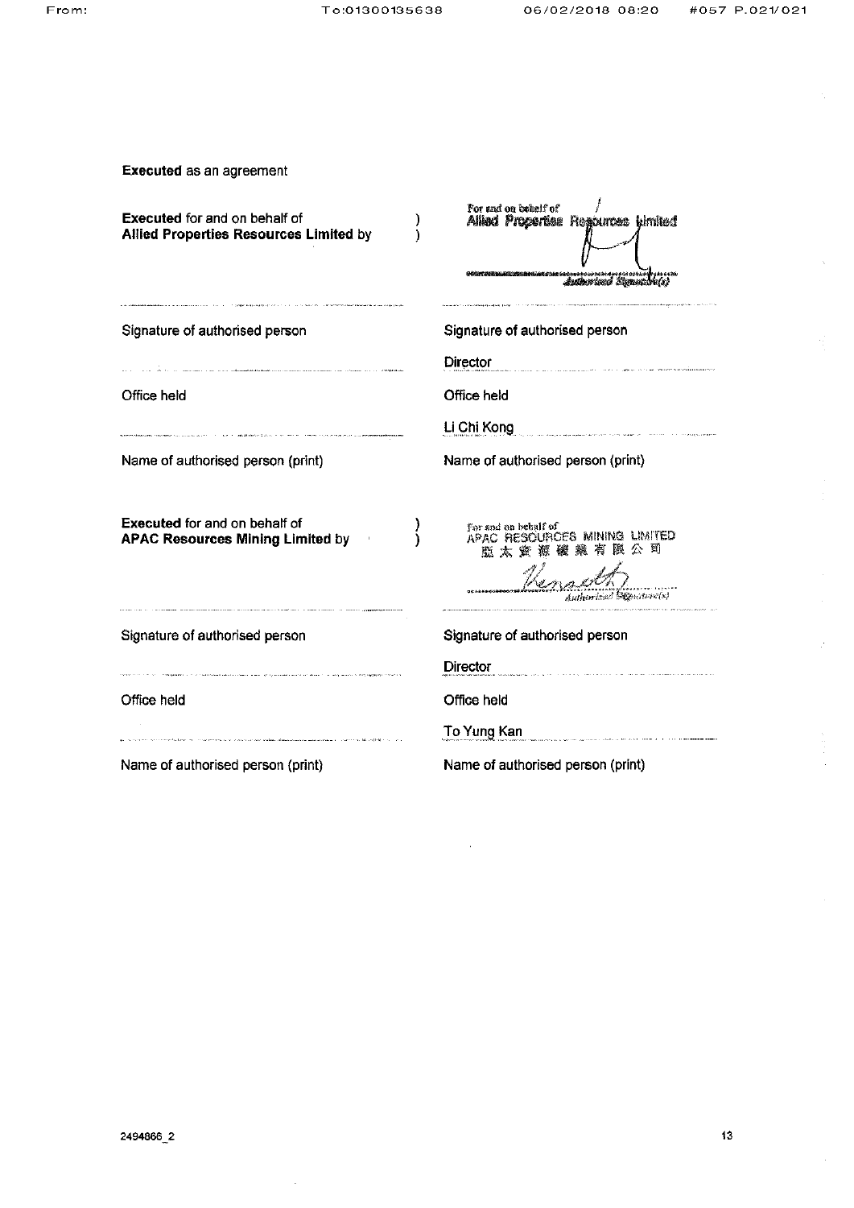**Executed** as an agreement

| | |
|---|---|
| **Executed** for and on behalf of **Allied Properties Resources Limited** by ) ) | For and on behalf of Allied Properties Resources Limited<br>Authorised Signature(s) |
| Signature of authorised person | Signature of authorised person |
| | Director |
| Office held | Office held |
| | Li Chi Kong |
| Name of authorised person (print) | Name of authorised person (print) |
| **Executed** for and on behalf of **APAC Resources Mining Limited** by ) ) | For and on behalf of APAC RESOURCES MINING LIMITED 亞太資源礦業有限公司<br>Authorised Signature(s) |
| Signature of authorised person | Signature of authorised person |
| | Director |
| Office held | Office held |
| | To Yung Kan |
| Name of authorised person (print) | Name of authorised person (print) |

2494866_2